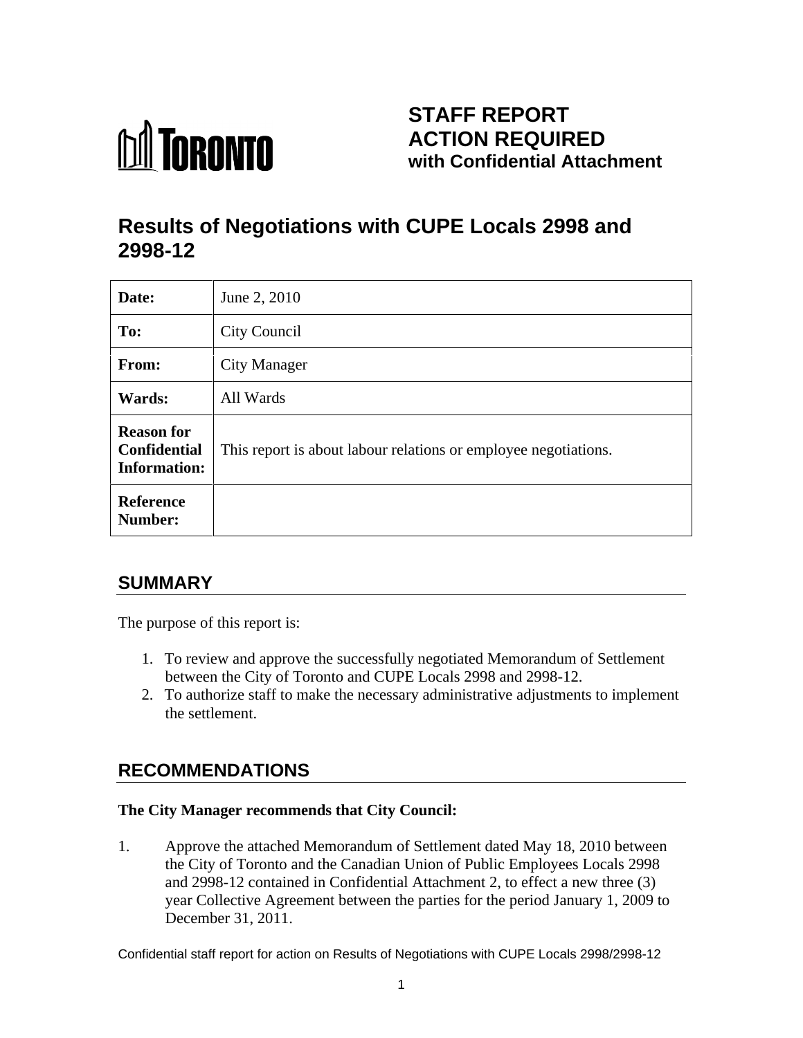TORONTO

# STAFF REPORT ACTION REQUIRED with Confidential Attachment

# Results of Negotiations with CUPE Locals 2998 and 2998-12

| | |
|---|---|
| **Date:** | June 2, 2010 |
| **To:** | City Council |
| **From:** | City Manager |
| **Wards:** | All Wards |
| **Reason for Confidential Information:** | This report is about labour relations or employee negotiations. |
| **Reference Number:** | |

## SUMMARY

The purpose of this report is:

1. To review and approve the successfully negotiated Memorandum of Settlement between the City of Toronto and CUPE Locals 2998 and 2998-12.
2. To authorize staff to make the necessary administrative adjustments to implement the settlement.

## RECOMMENDATIONS

**The City Manager recommends that City Council:**

1. Approve the attached Memorandum of Settlement dated May 18, 2010 between the City of Toronto and the Canadian Union of Public Employees Locals 2998 and 2998-12 contained in Confidential Attachment 2, to effect a new three (3) year Collective Agreement between the parties for the period January 1, 2009 to December 31, 2011.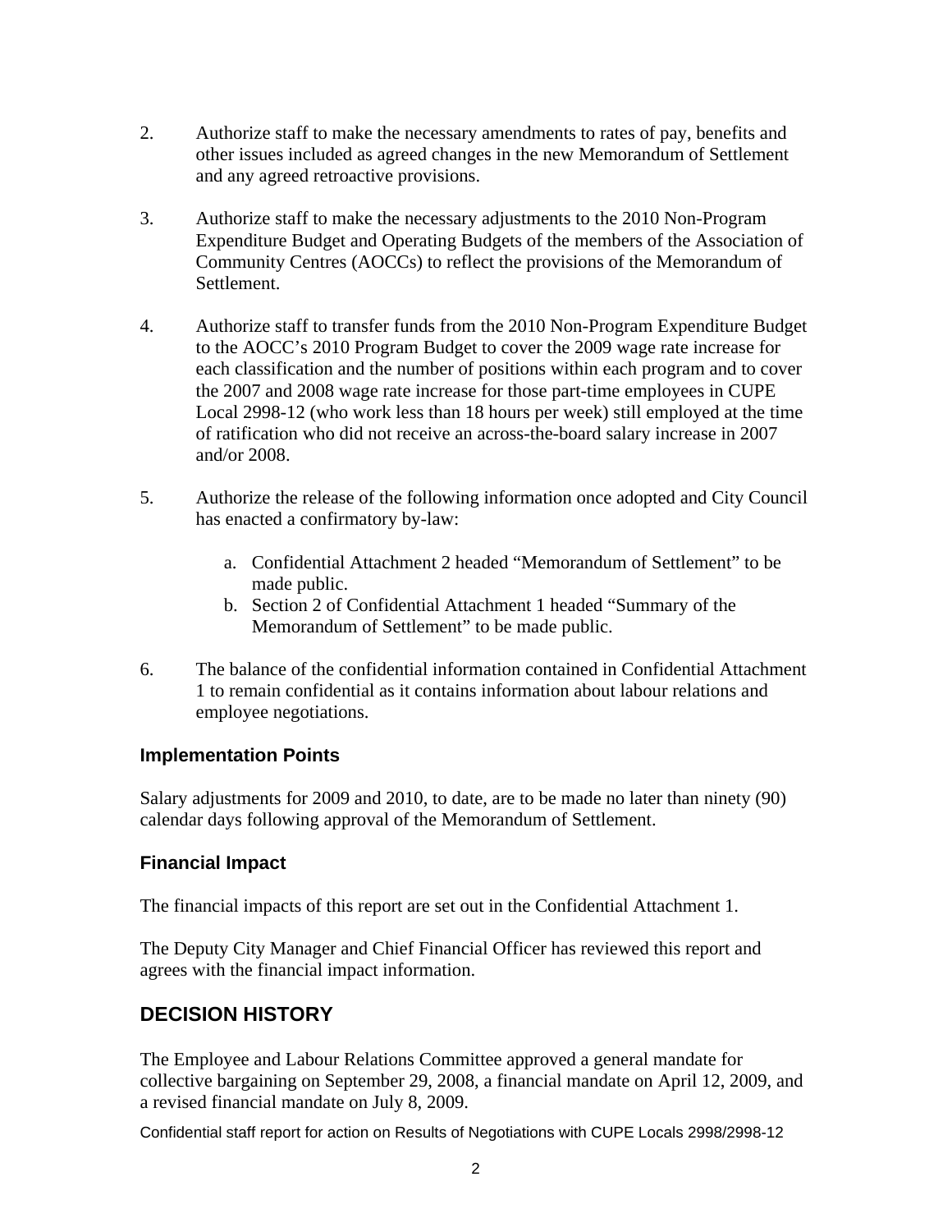2. Authorize staff to make the necessary amendments to rates of pay, benefits and other issues included as agreed changes in the new Memorandum of Settlement and any agreed retroactive provisions.

3. Authorize staff to make the necessary adjustments to the 2010 Non-Program Expenditure Budget and Operating Budgets of the members of the Association of Community Centres (AOCCs) to reflect the provisions of the Memorandum of Settlement.

4. Authorize staff to transfer funds from the 2010 Non-Program Expenditure Budget to the AOCC's 2010 Program Budget to cover the 2009 wage rate increase for each classification and the number of positions within each program and to cover the 2007 and 2008 wage rate increase for those part-time employees in CUPE Local 2998-12 (who work less than 18 hours per week) still employed at the time of ratification who did not receive an across-the-board salary increase in 2007 and/or 2008.

5. Authorize the release of the following information once adopted and City Council has enacted a confirmatory by-law:

   a. Confidential Attachment 2 headed "Memorandum of Settlement" to be made public.
   b. Section 2 of Confidential Attachment 1 headed "Summary of the Memorandum of Settlement" to be made public.

6. The balance of the confidential information contained in Confidential Attachment 1 to remain confidential as it contains information about labour relations and employee negotiations.

### Implementation Points

Salary adjustments for 2009 and 2010, to date, are to be made no later than ninety (90) calendar days following approval of the Memorandum of Settlement.

### Financial Impact

The financial impacts of this report are set out in the Confidential Attachment 1.

The Deputy City Manager and Chief Financial Officer has reviewed this report and agrees with the financial impact information.

## DECISION HISTORY

The Employee and Labour Relations Committee approved a general mandate for collective bargaining on September 29, 2008, a financial mandate on April 12, 2009, and a revised financial mandate on July 8, 2009.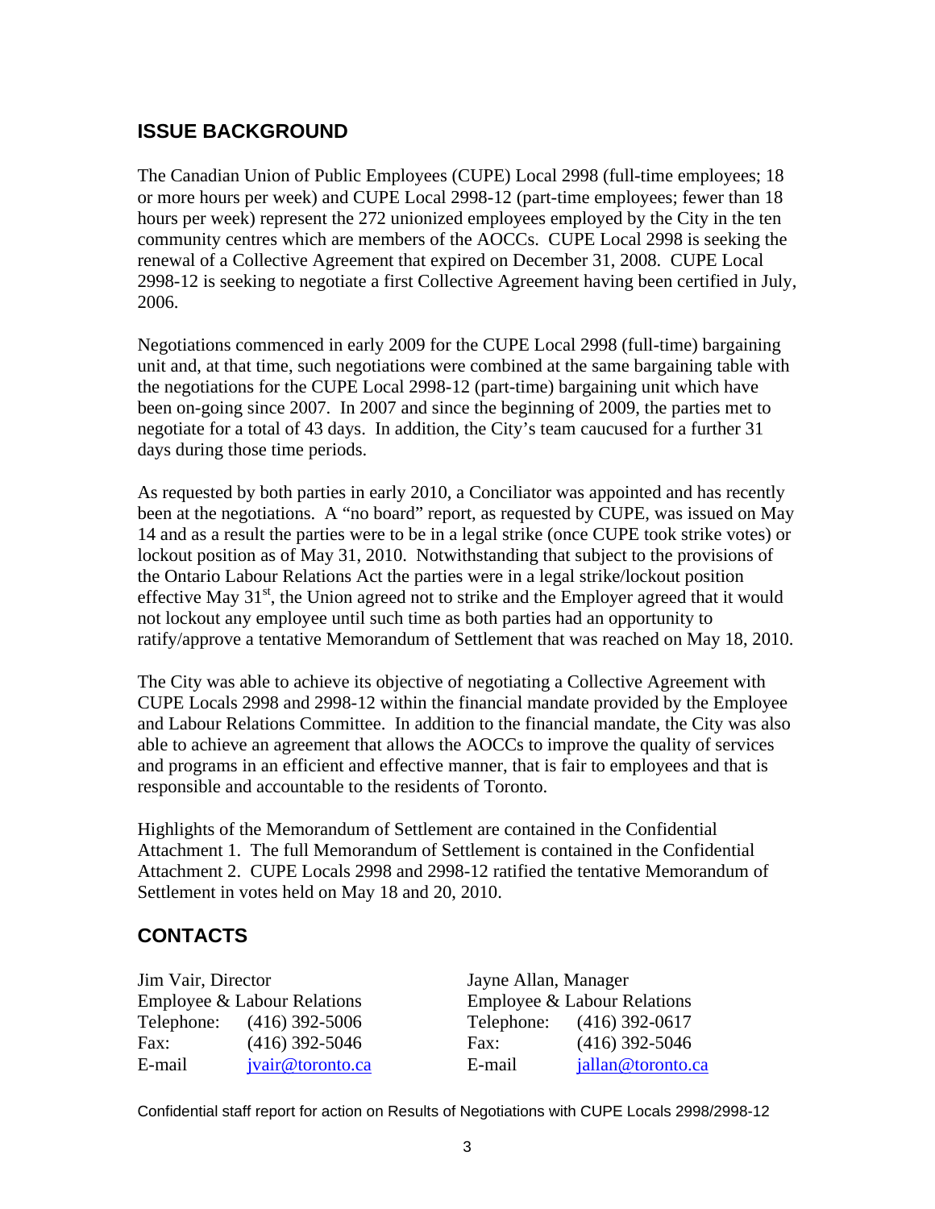## ISSUE BACKGROUND

The Canadian Union of Public Employees (CUPE) Local 2998 (full-time employees; 18 or more hours per week) and CUPE Local 2998-12 (part-time employees; fewer than 18 hours per week) represent the 272 unionized employees employed by the City in the ten community centres which are members of the AOCCs. CUPE Local 2998 is seeking the renewal of a Collective Agreement that expired on December 31, 2008. CUPE Local 2998-12 is seeking to negotiate a first Collective Agreement having been certified in July, 2006.

Negotiations commenced in early 2009 for the CUPE Local 2998 (full-time) bargaining unit and, at that time, such negotiations were combined at the same bargaining table with the negotiations for the CUPE Local 2998-12 (part-time) bargaining unit which have been on-going since 2007. In 2007 and since the beginning of 2009, the parties met to negotiate for a total of 43 days. In addition, the City's team caucused for a further 31 days during those time periods.

As requested by both parties in early 2010, a Conciliator was appointed and has recently been at the negotiations. A "no board" report, as requested by CUPE, was issued on May 14 and as a result the parties were to be in a legal strike (once CUPE took strike votes) or lockout position as of May 31, 2010. Notwithstanding that subject to the provisions of the Ontario Labour Relations Act the parties were in a legal strike/lockout position effective May 31st, the Union agreed not to strike and the Employer agreed that it would not lockout any employee until such time as both parties had an opportunity to ratify/approve a tentative Memorandum of Settlement that was reached on May 18, 2010.

The City was able to achieve its objective of negotiating a Collective Agreement with CUPE Locals 2998 and 2998-12 within the financial mandate provided by the Employee and Labour Relations Committee. In addition to the financial mandate, the City was also able to achieve an agreement that allows the AOCCs to improve the quality of services and programs in an efficient and effective manner, that is fair to employees and that is responsible and accountable to the residents of Toronto.

Highlights of the Memorandum of Settlement are contained in the Confidential Attachment 1. The full Memorandum of Settlement is contained in the Confidential Attachment 2. CUPE Locals 2998 and 2998-12 ratified the tentative Memorandum of Settlement in votes held on May 18 and 20, 2010.

## CONTACTS

Jim Vair, Director
Employee & Labour Relations
Telephone: (416) 392-5006
Fax: (416) 392-5046
E-mail jvair@toronto.ca

Jayne Allan, Manager
Employee & Labour Relations
Telephone: (416) 392-0617
Fax: (416) 392-5046
E-mail jallan@toronto.ca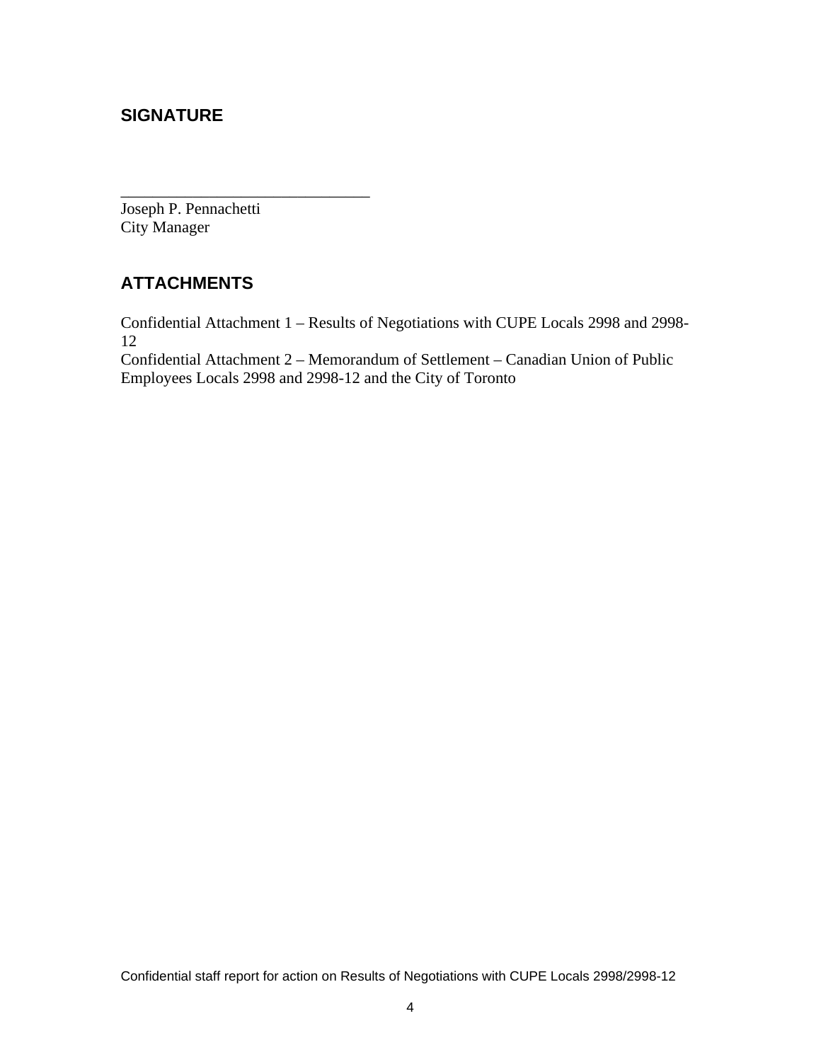## SIGNATURE

\_\_\_\_\_\_\_\_\_\_\_\_\_\_\_\_\_\_\_\_\_\_\_\_\_\_\_\_\_\_\_

Joseph P. Pennachetti
City Manager

## ATTACHMENTS

Confidential Attachment 1 – Results of Negotiations with CUPE Locals 2998 and 2998-12
Confidential Attachment 2 – Memorandum of Settlement – Canadian Union of Public Employees Locals 2998 and 2998-12 and the City of Toronto